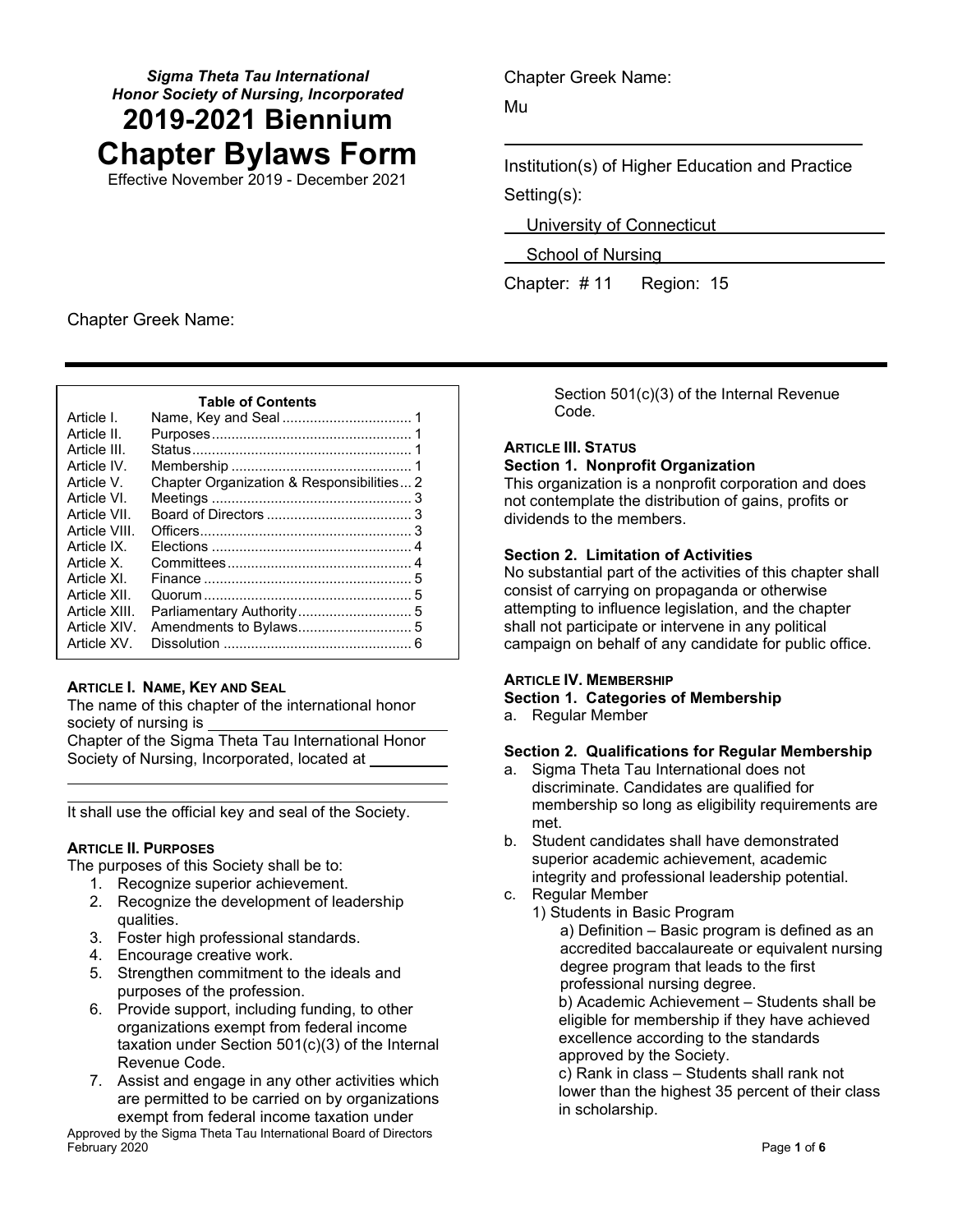*Sigma Theta Tau International*
*Honor Society of Nursing, Incorporated*

# 2019-2021 Biennium
# Chapter Bylaws Form

Effective November 2019 - December 2021

Chapter Greek Name:

Mu

Institution(s) of Higher Education and Practice Setting(s):

University of Connecticut

School of Nursing

Chapter: # 11 Region: 15

Chapter Greek Name:

| Table of Contents | | |
|---|---|---|
| Article I. | Name, Key and Seal | 1 |
| Article II. | Purposes | 1 |
| Article III. | Status | 1 |
| Article IV. | Membership | 1 |
| Article V. | Chapter Organization & Responsibilities | 2 |
| Article VI. | Meetings | 3 |
| Article VII. | Board of Directors | 3 |
| Article VIII. | Officers | 3 |
| Article IX. | Elections | 4 |
| Article X. | Committees | 4 |
| Article XI. | Finance | 5 |
| Article XII. | Quorum | 5 |
| Article XIII. | Parliamentary Authority | 5 |
| Article XIV. | Amendments to Bylaws | 5 |
| Article XV. | Dissolution | 6 |

## ARTICLE I. NAME, KEY AND SEAL

The name of this chapter of the international honor society of nursing is ____________ Chapter of the Sigma Theta Tau International Honor Society of Nursing, Incorporated, located at ____________

It shall use the official key and seal of the Society.

## ARTICLE II. PURPOSES

The purposes of this Society shall be to:

1. Recognize superior achievement.
2. Recognize the development of leadership qualities.
3. Foster high professional standards.
4. Encourage creative work.
5. Strengthen commitment to the ideals and purposes of the profession.
6. Provide support, including funding, to other organizations exempt from federal income taxation under Section 501(c)(3) of the Internal Revenue Code.
7. Assist and engage in any other activities which are permitted to be carried on by organizations exempt from federal income taxation under Section 501(c)(3) of the Internal Revenue Code.

## ARTICLE III. STATUS

### Section 1. Nonprofit Organization

This organization is a nonprofit corporation and does not contemplate the distribution of gains, profits or dividends to the members.

### Section 2. Limitation of Activities

No substantial part of the activities of this chapter shall consist of carrying on propaganda or otherwise attempting to influence legislation, and the chapter shall not participate or intervene in any political campaign on behalf of any candidate for public office.

## ARTICLE IV. MEMBERSHIP

### Section 1. Categories of Membership

a. Regular Member

### Section 2. Qualifications for Regular Membership

a. Sigma Theta Tau International does not discriminate. Candidates are qualified for membership so long as eligibility requirements are met.
b. Student candidates shall have demonstrated superior academic achievement, academic integrity and professional leadership potential.
c. Regular Member
   1) Students in Basic Program
      a) Definition – Basic program is defined as an accredited baccalaureate or equivalent nursing degree program that leads to the first professional nursing degree.
      b) Academic Achievement – Students shall be eligible for membership if they have achieved excellence according to the standards approved by the Society.
      c) Rank in class – Students shall rank not lower than the highest 35 percent of their class in scholarship.

Approved by the Sigma Theta Tau International Board of Directors February 2020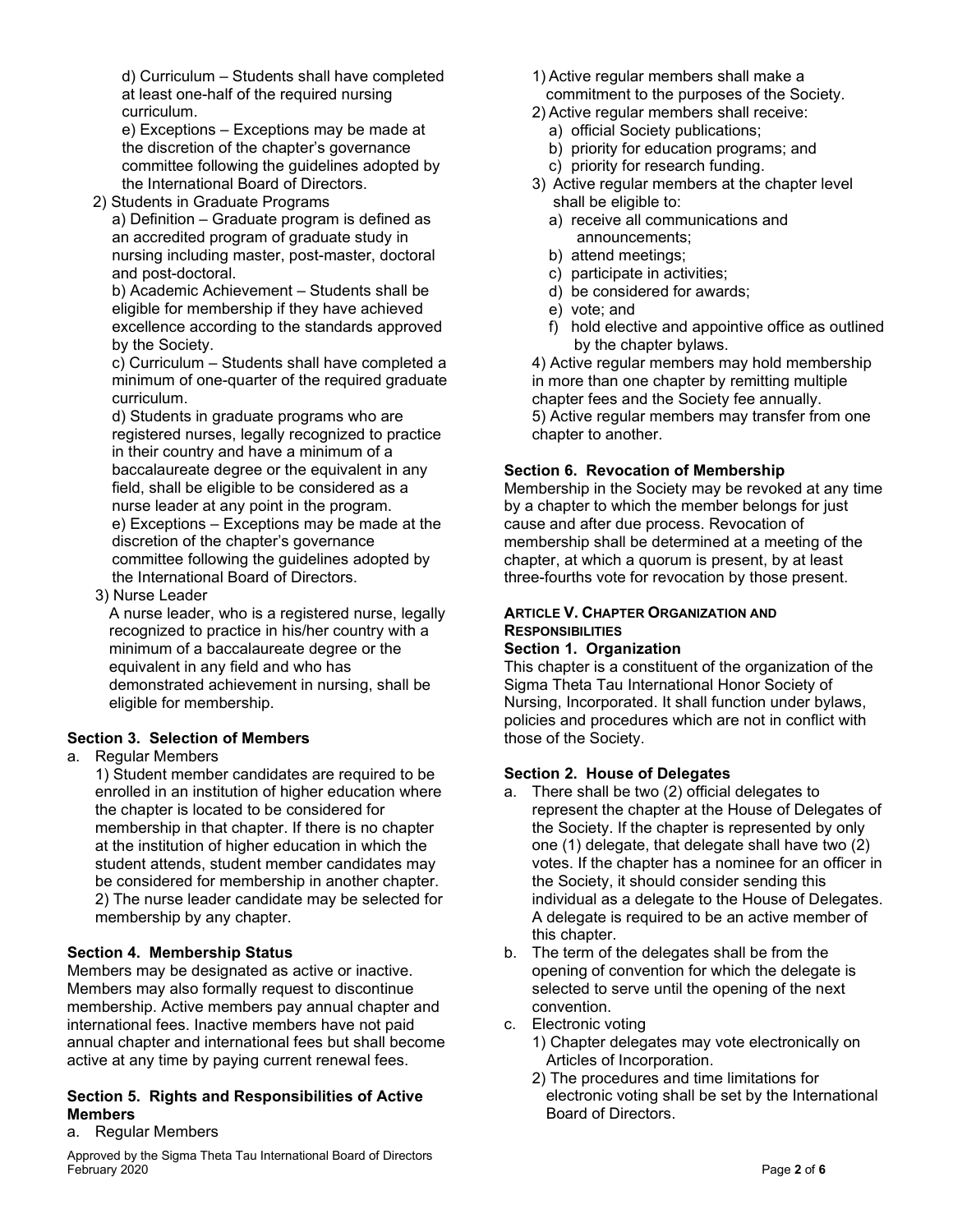d) Curriculum – Students shall have completed at least one-half of the required nursing curriculum.

e) Exceptions – Exceptions may be made at the discretion of the chapter's governance committee following the guidelines adopted by the International Board of Directors.

2) Students in Graduate Programs

a) Definition – Graduate program is defined as an accredited program of graduate study in nursing including master, post-master, doctoral and post-doctoral.

b) Academic Achievement – Students shall be eligible for membership if they have achieved excellence according to the standards approved by the Society.

c) Curriculum – Students shall have completed a minimum of one-quarter of the required graduate curriculum.

d) Students in graduate programs who are registered nurses, legally recognized to practice in their country and have a minimum of a baccalaureate degree or the equivalent in any field, shall be eligible to be considered as a nurse leader at any point in the program.

e) Exceptions – Exceptions may be made at the discretion of the chapter's governance committee following the guidelines adopted by the International Board of Directors.

3) Nurse Leader

A nurse leader, who is a registered nurse, legally recognized to practice in his/her country with a minimum of a baccalaureate degree or the equivalent in any field and who has demonstrated achievement in nursing, shall be eligible for membership.

### Section 3. Selection of Members

a. Regular Members

1) Student member candidates are required to be enrolled in an institution of higher education where the chapter is located to be considered for membership in that chapter. If there is no chapter at the institution of higher education in which the student attends, student member candidates may be considered for membership in another chapter.

2) The nurse leader candidate may be selected for membership by any chapter.

### Section 4. Membership Status

Members may be designated as active or inactive. Members may also formally request to discontinue membership. Active members pay annual chapter and international fees. Inactive members have not paid annual chapter and international fees but shall become active at any time by paying current renewal fees.

### Section 5. Rights and Responsibilities of Active Members

a. Regular Members

1) Active regular members shall make a commitment to the purposes of the Society.

2) Active regular members shall receive:
   a) official Society publications;
   b) priority for education programs; and
   c) priority for research funding.

3) Active regular members at the chapter level shall be eligible to:
   a) receive all communications and announcements;
   b) attend meetings;
   c) participate in activities;
   d) be considered for awards;
   e) vote; and
   f) hold elective and appointive office as outlined by the chapter bylaws.

4) Active regular members may hold membership in more than one chapter by remitting multiple chapter fees and the Society fee annually.

5) Active regular members may transfer from one chapter to another.

### Section 6. Revocation of Membership

Membership in the Society may be revoked at any time by a chapter to which the member belongs for just cause and after due process. Revocation of membership shall be determined at a meeting of the chapter, at which a quorum is present, by at least three-fourths vote for revocation by those present.

## ARTICLE V. CHAPTER ORGANIZATION AND RESPONSIBILITIES

### Section 1. Organization

This chapter is a constituent of the organization of the Sigma Theta Tau International Honor Society of Nursing, Incorporated. It shall function under bylaws, policies and procedures which are not in conflict with those of the Society.

### Section 2. House of Delegates

a. There shall be two (2) official delegates to represent the chapter at the House of Delegates of the Society. If the chapter is represented by only one (1) delegate, that delegate shall have two (2) votes. If the chapter has a nominee for an officer in the Society, it should consider sending this individual as a delegate to the House of Delegates. A delegate is required to be an active member of this chapter.

b. The term of the delegates shall be from the opening of convention for which the delegate is selected to serve until the opening of the next convention.

c. Electronic voting

1) Chapter delegates may vote electronically on Articles of Incorporation.

2) The procedures and time limitations for electronic voting shall be set by the International Board of Directors.

Approved by the Sigma Theta Tau International Board of Directors February 2020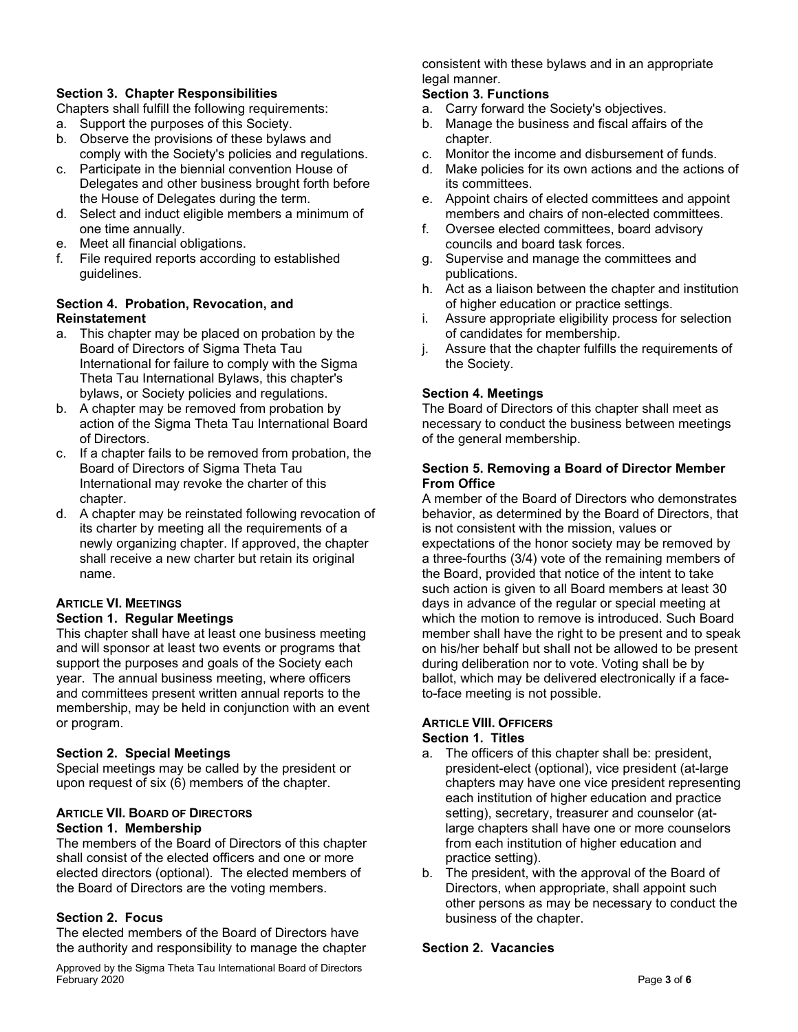**Section 3. Chapter Responsibilities**

Chapters shall fulfill the following requirements:

a. Support the purposes of this Society.
b. Observe the provisions of these bylaws and comply with the Society's policies and regulations.
c. Participate in the biennial convention House of Delegates and other business brought forth before the House of Delegates during the term.
d. Select and induct eligible members a minimum of one time annually.
e. Meet all financial obligations.
f. File required reports according to established guidelines.

**Section 4. Probation, Revocation, and Reinstatement**

a. This chapter may be placed on probation by the Board of Directors of Sigma Theta Tau International for failure to comply with the Sigma Theta Tau International Bylaws, this chapter's bylaws, or Society policies and regulations.
b. A chapter may be removed from probation by action of the Sigma Theta Tau International Board of Directors.
c. If a chapter fails to be removed from probation, the Board of Directors of Sigma Theta Tau International may revoke the charter of this chapter.
d. A chapter may be reinstated following revocation of its charter by meeting all the requirements of a newly organizing chapter. If approved, the chapter shall receive a new charter but retain its original name.

## ARTICLE VI. MEETINGS

**Section 1. Regular Meetings**

This chapter shall have at least one business meeting and will sponsor at least two events or programs that support the purposes and goals of the Society each year. The annual business meeting, where officers and committees present written annual reports to the membership, may be held in conjunction with an event or program.

**Section 2. Special Meetings**

Special meetings may be called by the president or upon request of six (6) members of the chapter.

## ARTICLE VII. BOARD OF DIRECTORS

**Section 1. Membership**

The members of the Board of Directors of this chapter shall consist of the elected officers and one or more elected directors (optional). The elected members of the Board of Directors are the voting members.

**Section 2. Focus**

The elected members of the Board of Directors have the authority and responsibility to manage the chapter consistent with these bylaws and in an appropriate legal manner.

**Section 3. Functions**

a. Carry forward the Society's objectives.
b. Manage the business and fiscal affairs of the chapter.
c. Monitor the income and disbursement of funds.
d. Make policies for its own actions and the actions of its committees.
e. Appoint chairs of elected committees and appoint members and chairs of non-elected committees.
f. Oversee elected committees, board advisory councils and board task forces.
g. Supervise and manage the committees and publications.
h. Act as a liaison between the chapter and institution of higher education or practice settings.
i. Assure appropriate eligibility process for selection of candidates for membership.
j. Assure that the chapter fulfills the requirements of the Society.

**Section 4. Meetings**

The Board of Directors of this chapter shall meet as necessary to conduct the business between meetings of the general membership.

**Section 5. Removing a Board of Director Member From Office**

A member of the Board of Directors who demonstrates behavior, as determined by the Board of Directors, that is not consistent with the mission, values or expectations of the honor society may be removed by a three-fourths (3/4) vote of the remaining members of the Board, provided that notice of the intent to take such action is given to all Board members at least 30 days in advance of the regular or special meeting at which the motion to remove is introduced. Such Board member shall have the right to be present and to speak on his/her behalf but shall not be allowed to be present during deliberation nor to vote. Voting shall be by ballot, which may be delivered electronically if a face-to-face meeting is not possible.

## ARTICLE VIII. OFFICERS

**Section 1. Titles**

a. The officers of this chapter shall be: president, president-elect (optional), vice president (at-large chapters may have one vice president representing each institution of higher education and practice setting), secretary, treasurer and counselor (at-large chapters shall have one or more counselors from each institution of higher education and practice setting).
b. The president, with the approval of the Board of Directors, when appropriate, shall appoint such other persons as may be necessary to conduct the business of the chapter.

**Section 2. Vacancies**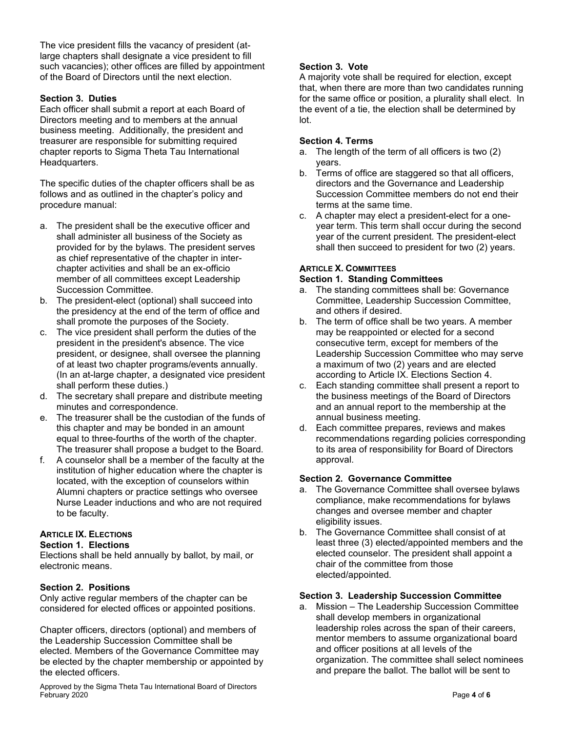The vice president fills the vacancy of president (at-large chapters shall designate a vice president to fill such vacancies); other offices are filled by appointment of the Board of Directors until the next election.

**Section 3. Duties**

Each officer shall submit a report at each Board of Directors meeting and to members at the annual business meeting. Additionally, the president and treasurer are responsible for submitting required chapter reports to Sigma Theta Tau International Headquarters.

The specific duties of the chapter officers shall be as follows and as outlined in the chapter's policy and procedure manual:

a. The president shall be the executive officer and shall administer all business of the Society as provided for by the bylaws. The president serves as chief representative of the chapter in inter-chapter activities and shall be an ex-officio member of all committees except Leadership Succession Committee.
b. The president-elect (optional) shall succeed into the presidency at the end of the term of office and shall promote the purposes of the Society.
c. The vice president shall perform the duties of the president in the president's absence. The vice president, or designee, shall oversee the planning of at least two chapter programs/events annually. (In an at-large chapter, a designated vice president shall perform these duties.)
d. The secretary shall prepare and distribute meeting minutes and correspondence.
e. The treasurer shall be the custodian of the funds of this chapter and may be bonded in an amount equal to three-fourths of the worth of the chapter. The treasurer shall propose a budget to the Board.
f. A counselor shall be a member of the faculty at the institution of higher education where the chapter is located, with the exception of counselors within Alumni chapters or practice settings who oversee Nurse Leader inductions and who are not required to be faculty.

## ARTICLE IX. ELECTIONS

**Section 1. Elections**

Elections shall be held annually by ballot, by mail, or electronic means.

**Section 2. Positions**

Only active regular members of the chapter can be considered for elected offices or appointed positions.

Chapter officers, directors (optional) and members of the Leadership Succession Committee shall be elected. Members of the Governance Committee may be elected by the chapter membership or appointed by the elected officers.

**Section 3. Vote**

A majority vote shall be required for election, except that, when there are more than two candidates running for the same office or position, a plurality shall elect. In the event of a tie, the election shall be determined by lot.

**Section 4. Terms**

a. The length of the term of all officers is two (2) years.
b. Terms of office are staggered so that all officers, directors and the Governance and Leadership Succession Committee members do not end their terms at the same time.
c. A chapter may elect a president-elect for a one-year term. This term shall occur during the second year of the current president. The president-elect shall then succeed to president for two (2) years.

## ARTICLE X. COMMITTEES

**Section 1. Standing Committees**

a. The standing committees shall be: Governance Committee, Leadership Succession Committee, and others if desired.
b. The term of office shall be two years. A member may be reappointed or elected for a second consecutive term, except for members of the Leadership Succession Committee who may serve a maximum of two (2) years and are elected according to Article IX. Elections Section 4.
c. Each standing committee shall present a report to the business meetings of the Board of Directors and an annual report to the membership at the annual business meeting.
d. Each committee prepares, reviews and makes recommendations regarding policies corresponding to its area of responsibility for Board of Directors approval.

**Section 2. Governance Committee**

a. The Governance Committee shall oversee bylaws compliance, make recommendations for bylaws changes and oversee member and chapter eligibility issues.
b. The Governance Committee shall consist of at least three (3) elected/appointed members and the elected counselor. The president shall appoint a chair of the committee from those elected/appointed.

**Section 3. Leadership Succession Committee**

a. Mission – The Leadership Succession Committee shall develop members in organizational leadership roles across the span of their careers, mentor members to assume organizational board and officer positions at all levels of the organization. The committee shall select nominees and prepare the ballot. The ballot will be sent to

Approved by the Sigma Theta Tau International Board of Directors February 2020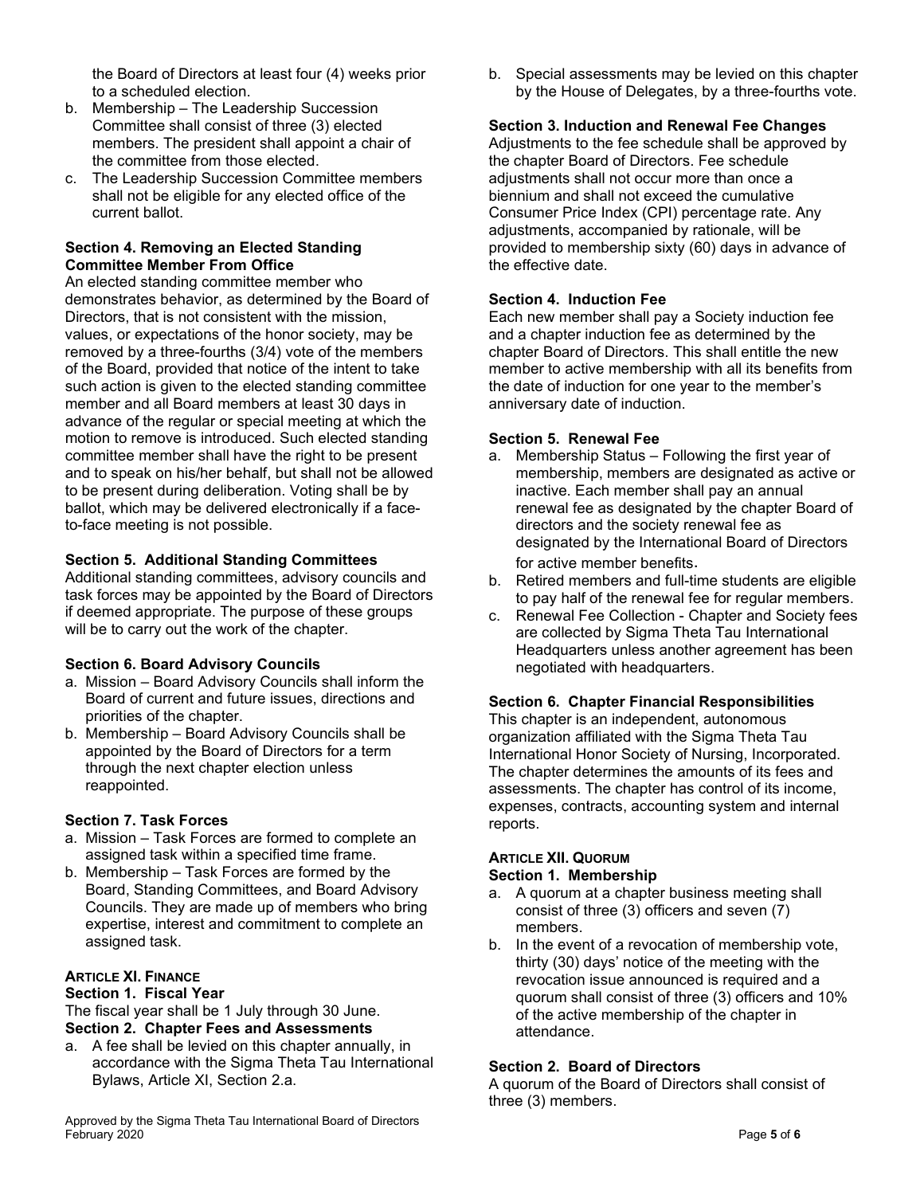the Board of Directors at least four (4) weeks prior to a scheduled election.

b. Membership – The Leadership Succession Committee shall consist of three (3) elected members. The president shall appoint a chair of the committee from those elected.
c. The Leadership Succession Committee members shall not be eligible for any elected office of the current ballot.

**Section 4. Removing an Elected Standing Committee Member From Office**

An elected standing committee member who demonstrates behavior, as determined by the Board of Directors, that is not consistent with the mission, values, or expectations of the honor society, may be removed by a three-fourths (3/4) vote of the members of the Board, provided that notice of the intent to take such action is given to the elected standing committee member and all Board members at least 30 days in advance of the regular or special meeting at which the motion to remove is introduced. Such elected standing committee member shall have the right to be present and to speak on his/her behalf, but shall not be allowed to be present during deliberation. Voting shall be by ballot, which may be delivered electronically if a face-to-face meeting is not possible.

**Section 5. Additional Standing Committees**

Additional standing committees, advisory councils and task forces may be appointed by the Board of Directors if deemed appropriate. The purpose of these groups will be to carry out the work of the chapter.

**Section 6. Board Advisory Councils**

a. Mission – Board Advisory Councils shall inform the Board of current and future issues, directions and priorities of the chapter.
b. Membership – Board Advisory Councils shall be appointed by the Board of Directors for a term through the next chapter election unless reappointed.

**Section 7. Task Forces**

a. Mission – Task Forces are formed to complete an assigned task within a specified time frame.
b. Membership – Task Forces are formed by the Board, Standing Committees, and Board Advisory Councils. They are made up of members who bring expertise, interest and commitment to complete an assigned task.

## ARTICLE XI. FINANCE

**Section 1. Fiscal Year**

The fiscal year shall be 1 July through 30 June.

**Section 2. Chapter Fees and Assessments**

a. A fee shall be levied on this chapter annually, in accordance with the Sigma Theta Tau International Bylaws, Article XI, Section 2.a.
b. Special assessments may be levied on this chapter by the House of Delegates, by a three-fourths vote.

**Section 3. Induction and Renewal Fee Changes**

Adjustments to the fee schedule shall be approved by the chapter Board of Directors. Fee schedule adjustments shall not occur more than once a biennium and shall not exceed the cumulative Consumer Price Index (CPI) percentage rate. Any adjustments, accompanied by rationale, will be provided to membership sixty (60) days in advance of the effective date.

**Section 4. Induction Fee**

Each new member shall pay a Society induction fee and a chapter induction fee as determined by the chapter Board of Directors. This shall entitle the new member to active membership with all its benefits from the date of induction for one year to the member's anniversary date of induction.

**Section 5. Renewal Fee**

a. Membership Status – Following the first year of membership, members are designated as active or inactive. Each member shall pay an annual renewal fee as designated by the chapter Board of directors and the society renewal fee as designated by the International Board of Directors for active member benefits.
b. Retired members and full-time students are eligible to pay half of the renewal fee for regular members.
c. Renewal Fee Collection - Chapter and Society fees are collected by Sigma Theta Tau International Headquarters unless another agreement has been negotiated with headquarters.

**Section 6. Chapter Financial Responsibilities**

This chapter is an independent, autonomous organization affiliated with the Sigma Theta Tau International Honor Society of Nursing, Incorporated. The chapter determines the amounts of its fees and assessments. The chapter has control of its income, expenses, contracts, accounting system and internal reports.

## ARTICLE XII. QUORUM

**Section 1. Membership**

a. A quorum at a chapter business meeting shall consist of three (3) officers and seven (7) members.
b. In the event of a revocation of membership vote, thirty (30) days' notice of the meeting with the revocation issue announced is required and a quorum shall consist of three (3) officers and 10% of the active membership of the chapter in attendance.

**Section 2. Board of Directors**

A quorum of the Board of Directors shall consist of three (3) members.

Approved by the Sigma Theta Tau International Board of Directors February 2020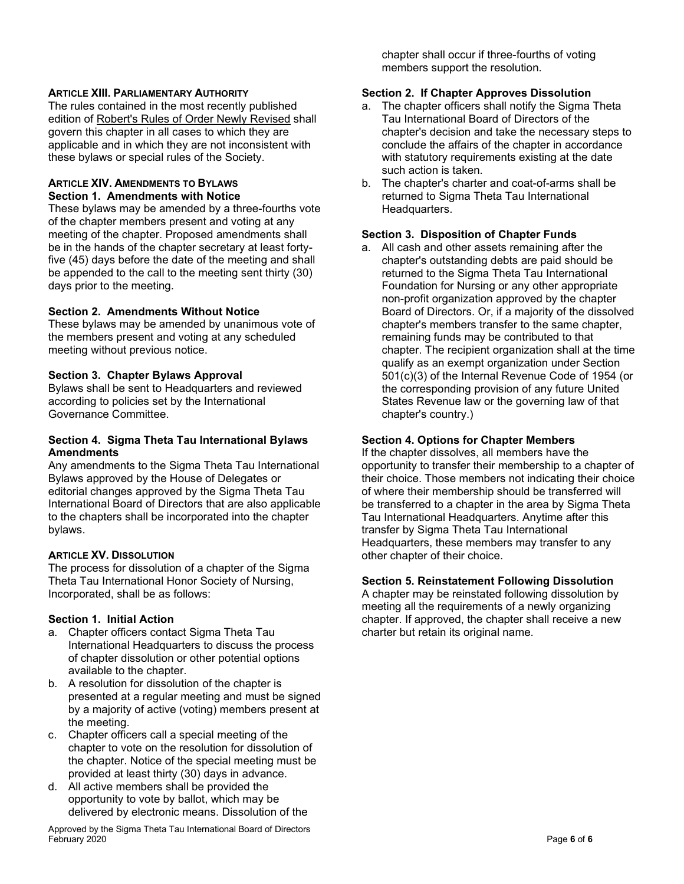## ARTICLE XIII. PARLIAMENTARY AUTHORITY

The rules contained in the most recently published edition of Robert's Rules of Order Newly Revised shall govern this chapter in all cases to which they are applicable and in which they are not inconsistent with these bylaws or special rules of the Society.

## ARTICLE XIV. AMENDMENTS TO BYLAWS

### Section 1. Amendments with Notice

These bylaws may be amended by a three-fourths vote of the chapter members present and voting at any meeting of the chapter. Proposed amendments shall be in the hands of the chapter secretary at least forty-five (45) days before the date of the meeting and shall be appended to the call to the meeting sent thirty (30) days prior to the meeting.

### Section 2. Amendments Without Notice

These bylaws may be amended by unanimous vote of the members present and voting at any scheduled meeting without previous notice.

### Section 3. Chapter Bylaws Approval

Bylaws shall be sent to Headquarters and reviewed according to policies set by the International Governance Committee.

### Section 4. Sigma Theta Tau International Bylaws Amendments

Any amendments to the Sigma Theta Tau International Bylaws approved by the House of Delegates or editorial changes approved by the Sigma Theta Tau International Board of Directors that are also applicable to the chapters shall be incorporated into the chapter bylaws.

## ARTICLE XV. DISSOLUTION

The process for dissolution of a chapter of the Sigma Theta Tau International Honor Society of Nursing, Incorporated, shall be as follows:

### Section 1. Initial Action

a. Chapter officers contact Sigma Theta Tau International Headquarters to discuss the process of chapter dissolution or other potential options available to the chapter.
b. A resolution for dissolution of the chapter is presented at a regular meeting and must be signed by a majority of active (voting) members present at the meeting.
c. Chapter officers call a special meeting of the chapter to vote on the resolution for dissolution of the chapter. Notice of the special meeting must be provided at least thirty (30) days in advance.
d. All active members shall be provided the opportunity to vote by ballot, which may be delivered by electronic means. Dissolution of the chapter shall occur if three-fourths of voting members support the resolution.

### Section 2. If Chapter Approves Dissolution

a. The chapter officers shall notify the Sigma Theta Tau International Board of Directors of the chapter's decision and take the necessary steps to conclude the affairs of the chapter in accordance with statutory requirements existing at the date such action is taken.
b. The chapter's charter and coat-of-arms shall be returned to Sigma Theta Tau International Headquarters.

### Section 3. Disposition of Chapter Funds

a. All cash and other assets remaining after the chapter's outstanding debts are paid should be returned to the Sigma Theta Tau International Foundation for Nursing or any other appropriate non-profit organization approved by the chapter Board of Directors. Or, if a majority of the dissolved chapter's members transfer to the same chapter, remaining funds may be contributed to that chapter. The recipient organization shall at the time qualify as an exempt organization under Section 501(c)(3) of the Internal Revenue Code of 1954 (or the corresponding provision of any future United States Revenue law or the governing law of that chapter's country.)

### Section 4. Options for Chapter Members

If the chapter dissolves, all members have the opportunity to transfer their membership to a chapter of their choice. Those members not indicating their choice of where their membership should be transferred will be transferred to a chapter in the area by Sigma Theta Tau International Headquarters. Anytime after this transfer by Sigma Theta Tau International Headquarters, these members may transfer to any other chapter of their choice.

### Section 5. Reinstatement Following Dissolution

A chapter may be reinstated following dissolution by meeting all the requirements of a newly organizing chapter. If approved, the chapter shall receive a new charter but retain its original name.

Approved by the Sigma Theta Tau International Board of Directors February 2020